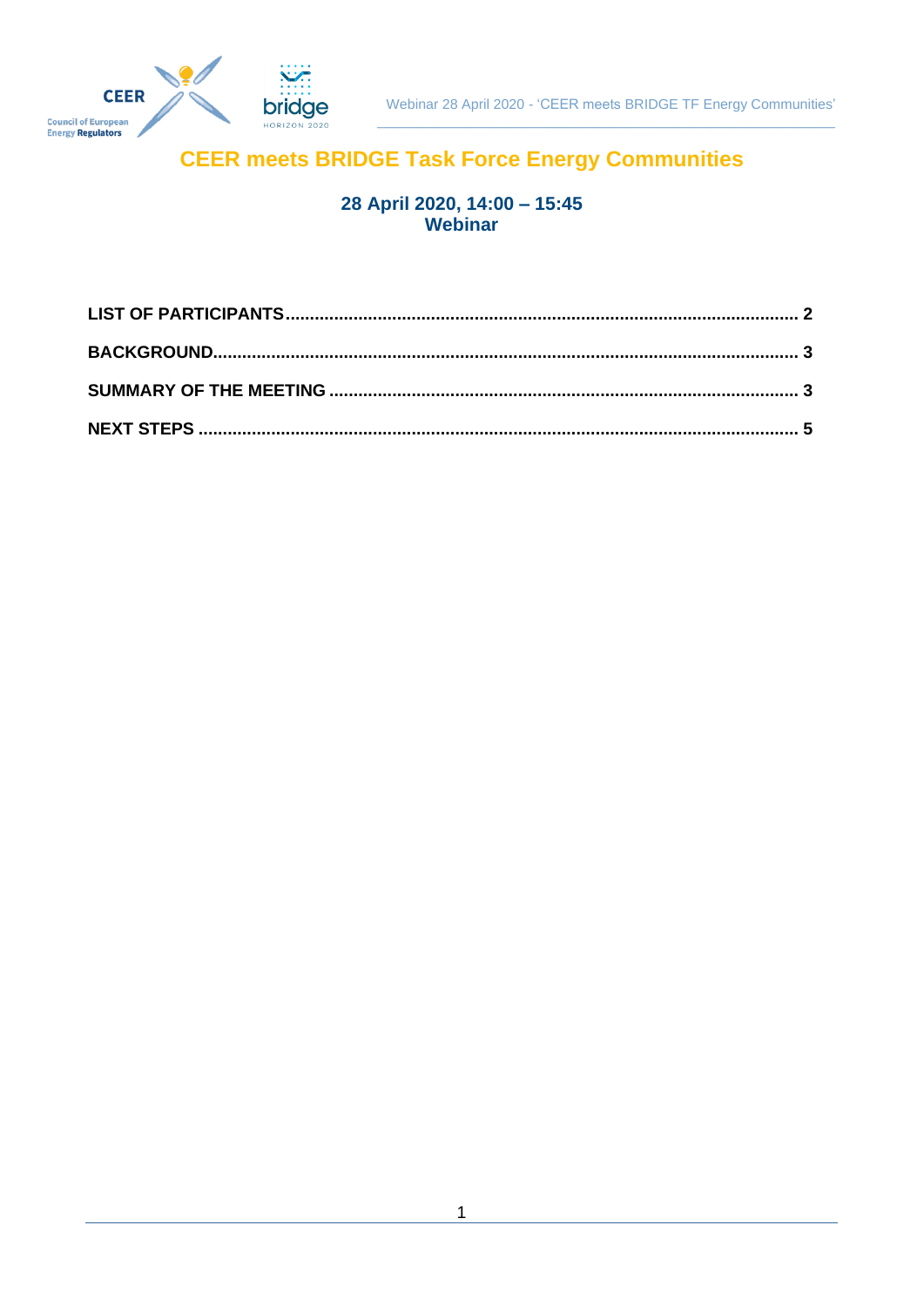# CEER meets BRIDGE Task Force Energy Communities

**28 April 2020, 14:00 – 15:45**
**Webinar**

**LIST OF PARTICIPANTS** ........ 2

**BACKGROUND** ........ 3

**SUMMARY OF THE MEETING** ........ 3

**NEXT STEPS** ........ 5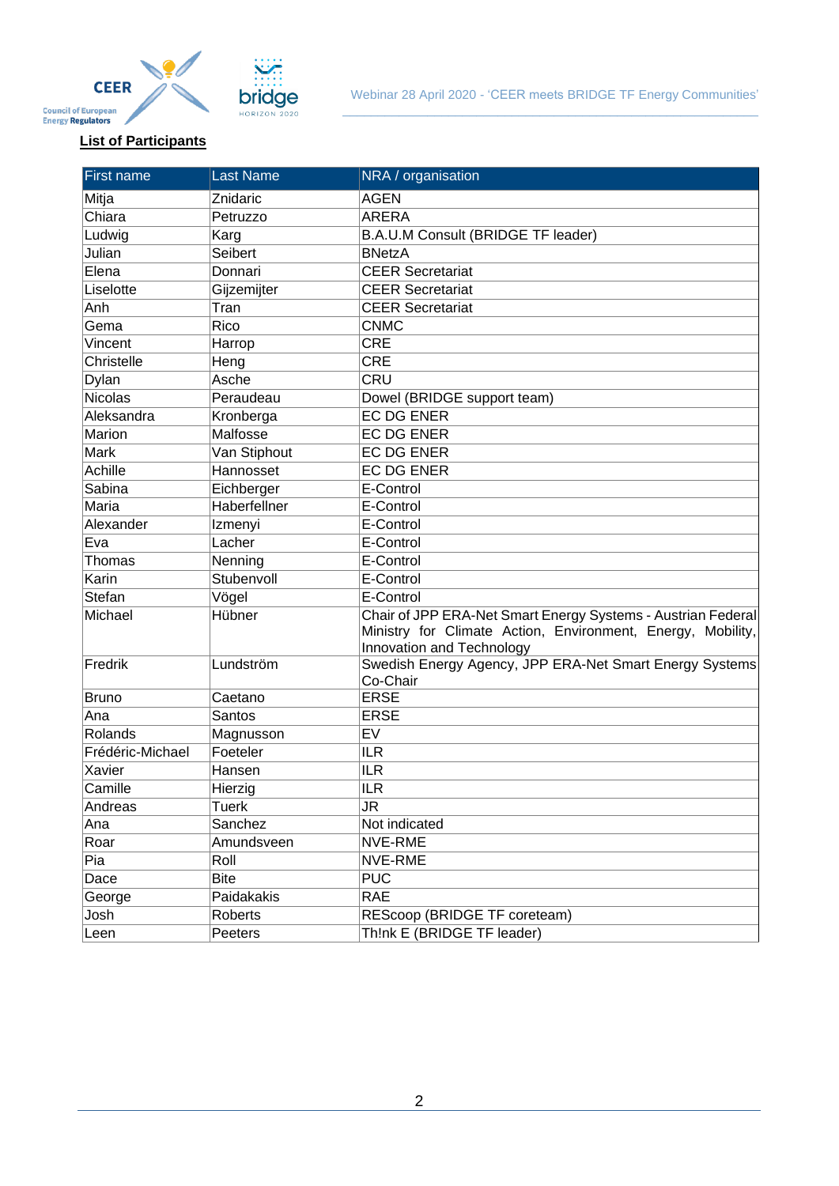**List of Participants**

| First name | Last Name | NRA / organisation |
|---|---|---|
| Mitja | Znidaric | AGEN |
| Chiara | Petruzzo | ARERA |
| Ludwig | Karg | B.A.U.M Consult (BRIDGE TF leader) |
| Julian | Seibert | BNetzA |
| Elena | Donnari | CEER Secretariat |
| Liselotte | Gijzemijter | CEER Secretariat |
| Anh | Tran | CEER Secretariat |
| Gema | Rico | CNMC |
| Vincent | Harrop | CRE |
| Christelle | Heng | CRE |
| Dylan | Asche | CRU |
| Nicolas | Peraudeau | Dowel (BRIDGE support team) |
| Aleksandra | Kronberga | EC DG ENER |
| Marion | Malfosse | EC DG ENER |
| Mark | Van Stiphout | EC DG ENER |
| Achille | Hannosset | EC DG ENER |
| Sabina | Eichberger | E-Control |
| Maria | Haberfellner | E-Control |
| Alexander | Izmenyi | E-Control |
| Eva | Lacher | E-Control |
| Thomas | Nenning | E-Control |
| Karin | Stubenvoll | E-Control |
| Stefan | Vögel | E-Control |
| Michael | Hübner | Chair of JPP ERA-Net Smart Energy Systems - Austrian Federal Ministry for Climate Action, Environment, Energy, Mobility, Innovation and Technology |
| Fredrik | Lundström | Swedish Energy Agency, JPP ERA-Net Smart Energy Systems Co-Chair |
| Bruno | Caetano | ERSE |
| Ana | Santos | ERSE |
| Rolands | Magnusson | EV |
| Frédéric-Michael | Foeteler | ILR |
| Xavier | Hansen | ILR |
| Camille | Hierzig | ILR |
| Andreas | Tuerk | JR |
| Ana | Sanchez | Not indicated |
| Roar | Amundsveen | NVE-RME |
| Pia | Roll | NVE-RME |
| Dace | Bite | PUC |
| George | Paidakakis | RAE |
| Josh | Roberts | REScoop (BRIDGE TF coreteam) |
| Leen | Peeters | Th!nk E (BRIDGE TF leader) |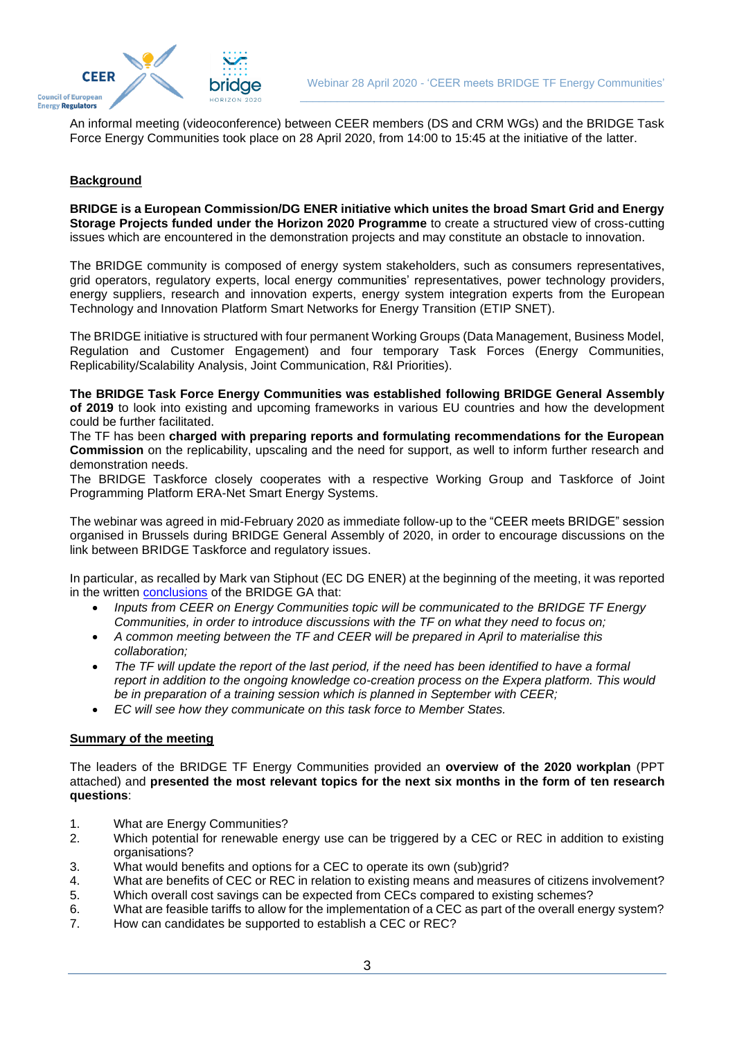An informal meeting (videoconference) between CEER members (DS and CRM WGs) and the BRIDGE Task Force Energy Communities took place on 28 April 2020, from 14:00 to 15:45 at the initiative of the latter.

## Background

**BRIDGE is a European Commission/DG ENER initiative which unites the broad Smart Grid and Energy Storage Projects funded under the Horizon 2020 Programme** to create a structured view of cross-cutting issues which are encountered in the demonstration projects and may constitute an obstacle to innovation.

The BRIDGE community is composed of energy system stakeholders, such as consumers representatives, grid operators, regulatory experts, local energy communities' representatives, power technology providers, energy suppliers, research and innovation experts, energy system integration experts from the European Technology and Innovation Platform Smart Networks for Energy Transition (ETIP SNET).

The BRIDGE initiative is structured with four permanent Working Groups (Data Management, Business Model, Regulation and Customer Engagement) and four temporary Task Forces (Energy Communities, Replicability/Scalability Analysis, Joint Communication, R&I Priorities).

**The BRIDGE Task Force Energy Communities was established following BRIDGE General Assembly of 2019** to look into existing and upcoming frameworks in various EU countries and how the development could be further facilitated.

The TF has been **charged with preparing reports and formulating recommendations for the European Commission** on the replicability, upscaling and the need for support, as well to inform further research and demonstration needs.

The BRIDGE Taskforce closely cooperates with a respective Working Group and Taskforce of Joint Programming Platform ERA-Net Smart Energy Systems.

The webinar was agreed in mid-February 2020 as immediate follow-up to the "CEER meets BRIDGE" session organised in Brussels during BRIDGE General Assembly of 2020, in order to encourage discussions on the link between BRIDGE Taskforce and regulatory issues.

In particular, as recalled by Mark van Stiphout (EC DG ENER) at the beginning of the meeting, it was reported in the written conclusions of the BRIDGE GA that:

- *Inputs from CEER on Energy Communities topic will be communicated to the BRIDGE TF Energy Communities, in order to introduce discussions with the TF on what they need to focus on;*
- *A common meeting between the TF and CEER will be prepared in April to materialise this collaboration;*
- *The TF will update the report of the last period, if the need has been identified to have a formal report in addition to the ongoing knowledge co-creation process on the Expera platform. This would be in preparation of a training session which is planned in September with CEER;*
- *EC will see how they communicate on this task force to Member States.*

## Summary of the meeting

The leaders of the BRIDGE TF Energy Communities provided an **overview of the 2020 workplan** (PPT attached) and **presented the most relevant topics for the next six months in the form of ten research questions**:

1. What are Energy Communities?
2. Which potential for renewable energy use can be triggered by a CEC or REC in addition to existing organisations?
3. What would benefits and options for a CEC to operate its own (sub)grid?
4. What are benefits of CEC or REC in relation to existing means and measures of citizens involvement?
5. Which overall cost savings can be expected from CECs compared to existing schemes?
6. What are feasible tariffs to allow for the implementation of a CEC as part of the overall energy system?
7. How can candidates be supported to establish a CEC or REC?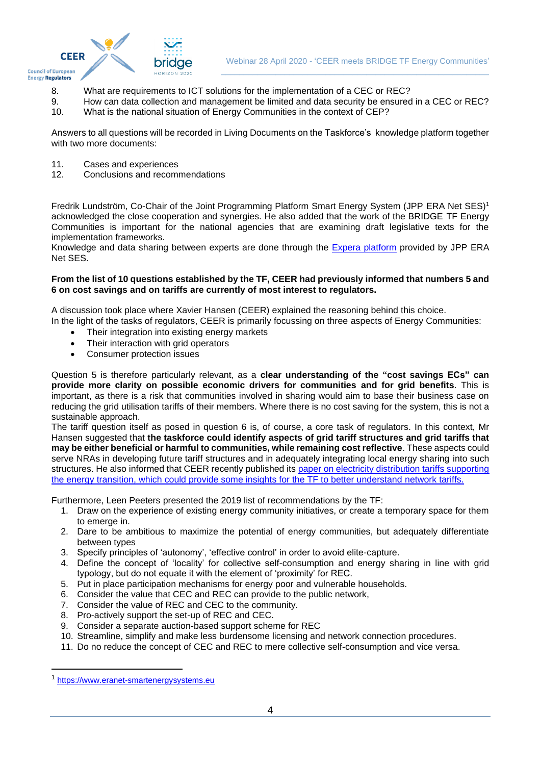8. What are requirements to ICT solutions for the implementation of a CEC or REC?
9. How can data collection and management be limited and data security be ensured in a CEC or REC?
10. What is the national situation of Energy Communities in the context of CEP?

Answers to all questions will be recorded in Living Documents on the Taskforce's knowledge platform together with two more documents:

11. Cases and experiences
12. Conclusions and recommendations

Fredrik Lundström, Co-Chair of the Joint Programming Platform Smart Energy System (JPP ERA Net SES)[1] acknowledged the close cooperation and synergies. He also added that the work of the BRIDGE TF Energy Communities is important for the national agencies that are examining draft legislative texts for the implementation frameworks.
Knowledge and data sharing between experts are done through the Expera platform provided by JPP ERA Net SES.

**From the list of 10 questions established by the TF, CEER had previously informed that numbers 5 and 6 on cost savings and on tariffs are currently of most interest to regulators.**

A discussion took place where Xavier Hansen (CEER) explained the reasoning behind this choice.
In the light of the tasks of regulators, CEER is primarily focussing on three aspects of Energy Communities:

- Their integration into existing energy markets
- Their interaction with grid operators
- Consumer protection issues

Question 5 is therefore particularly relevant, as a **clear understanding of the "cost savings ECs" can provide more clarity on possible economic drivers for communities and for grid benefits**. This is important, as there is a risk that communities involved in sharing would aim to base their business case on reducing the grid utilisation tariffs of their members. Where there is no cost saving for the system, this is not a sustainable approach.
The tariff question itself as posed in question 6 is, of course, a core task of regulators. In this context, Mr Hansen suggested that **the taskforce could identify aspects of grid tariff structures and grid tariffs that may be either beneficial or harmful to communities, while remaining cost reflective**. These aspects could serve NRAs in developing future tariff structures and in adequately integrating local energy sharing into such structures. He also informed that CEER recently published its paper on electricity distribution tariffs supporting the energy transition, which could provide some insights for the TF to better understand network tariffs.

Furthermore, Leen Peeters presented the 2019 list of recommendations by the TF:

1. Draw on the experience of existing energy community initiatives, or create a temporary space for them to emerge in.
2. Dare to be ambitious to maximize the potential of energy communities, but adequately differentiate between types
3. Specify principles of 'autonomy', 'effective control' in order to avoid elite-capture.
4. Define the concept of 'locality' for collective self-consumption and energy sharing in line with grid typology, but do not equate it with the element of 'proximity' for REC.
5. Put in place participation mechanisms for energy poor and vulnerable households.
6. Consider the value that CEC and REC can provide to the public network,
7. Consider the value of REC and CEC to the community.
8. Pro-actively support the set-up of REC and CEC.
9. Consider a separate auction-based support scheme for REC
10. Streamline, simplify and make less burdensome licensing and network connection procedures.
11. Do no reduce the concept of CEC and REC to mere collective self-consumption and vice versa.

---

[1] https://www.eranet-smartenergysystems.eu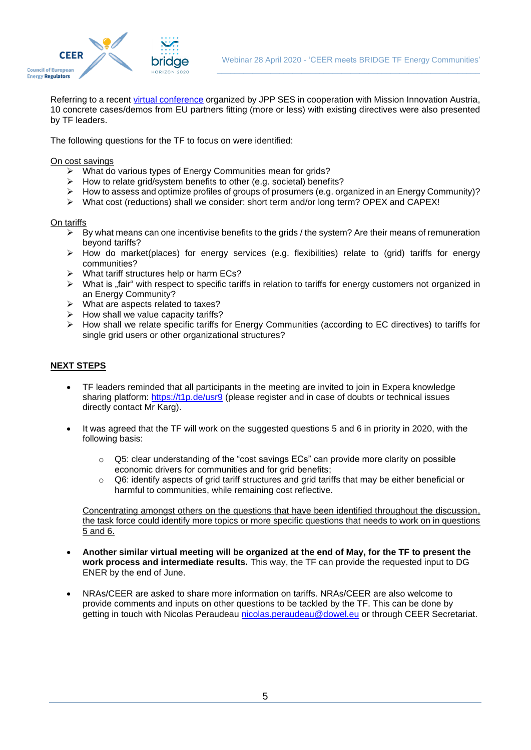Referring to a recent [virtual conference](virtual conference) organized by JPP SES in cooperation with Mission Innovation Austria, 10 concrete cases/demos from EU partners fitting (more or less) with existing directives were also presented by TF leaders.

The following questions for the TF to focus on were identified:

<u>On cost savings</u>

- What do various types of Energy Communities mean for grids?
- How to relate grid/system benefits to other (e.g. societal) benefits?
- How to assess and optimize profiles of groups of prosumers (e.g. organized in an Energy Community)?
- What cost (reductions) shall we consider: short term and/or long term? OPEX and CAPEX!

<u>On tariffs</u>

- By what means can one incentivise benefits to the grids / the system? Are their means of remuneration beyond tariffs?
- How do market(places) for energy services (e.g. flexibilities) relate to (grid) tariffs for energy communities?
- What tariff structures help or harm ECs?
- What is „fair" with respect to specific tariffs in relation to tariffs for energy customers not organized in an Energy Community?
- What are aspects related to taxes?
- How shall we value capacity tariffs?
- How shall we relate specific tariffs for Energy Communities (according to EC directives) to tariffs for single grid users or other organizational structures?

## NEXT STEPS

- TF leaders reminded that all participants in the meeting are invited to join in Expera knowledge sharing platform: https://t1p.de/usr9 (please register and in case of doubts or technical issues directly contact Mr Karg).

- It was agreed that the TF will work on the suggested questions 5 and 6 in priority in 2020, with the following basis:

  - Q5: clear understanding of the "cost savings ECs" can provide more clarity on possible economic drivers for communities and for grid benefits;
  - Q6: identify aspects of grid tariff structures and grid tariffs that may be either beneficial or harmful to communities, while remaining cost reflective.

  <u>Concentrating amongst others on the questions that have been identified throughout the discussion, the task force could identify more topics or more specific questions that needs to work on in questions 5 and 6.</u>

- **Another similar virtual meeting will be organized at the end of May, for the TF to present the work process and intermediate results.** This way, the TF can provide the requested input to DG ENER by the end of June.

- NRAs/CEER are asked to share more information on tariffs. NRAs/CEER are also welcome to provide comments and inputs on other questions to be tackled by the TF. This can be done by getting in touch with Nicolas Peraudeau nicolas.peraudeau@dowel.eu or through CEER Secretariat.